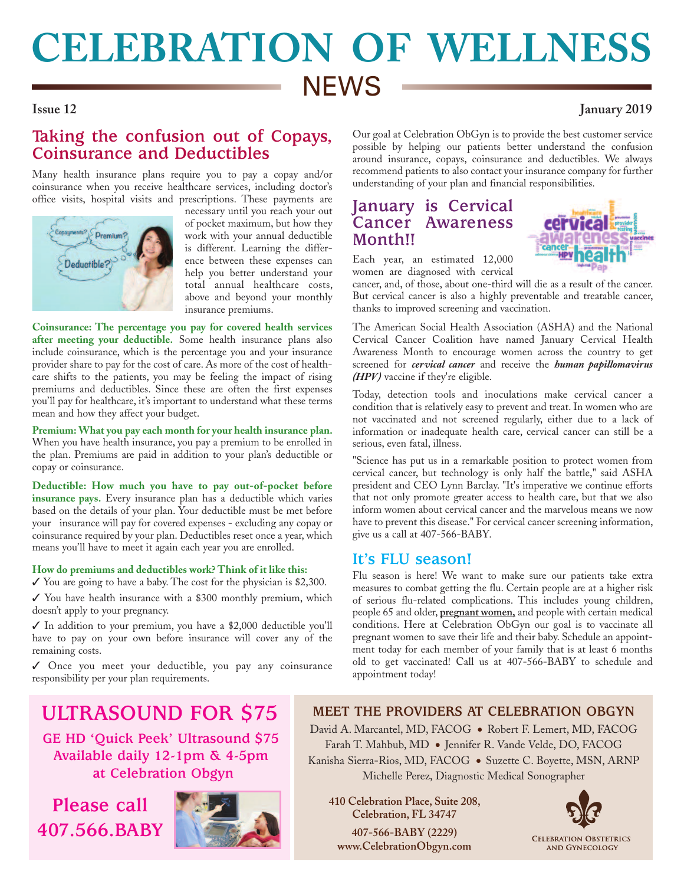# CELEBRATION OF WELLNESS NEWS

**Issue 12** **January 2019**

## Taking the confusion out of Copays, Coinsurance and Deductibles

Many health insurance plans require you to pay a copay and/or coinsurance when you receive healthcare services, including doctor's office visits, hospital visits and prescriptions. These payments are necessary until you reach your out of pocket maximum, but how they work with your annual deductible is different. Learning the difference between these expenses can help you better understand your total annual healthcare costs, above and beyond your monthly insurance premiums.

**Coinsurance: The percentage you pay for covered health services after meeting your deductible.** Some health insurance plans also include coinsurance, which is the percentage you and your insurance provider share to pay for the cost of care. As more of the cost of healthcare shifts to the patients, you may be feeling the impact of rising premiums and deductibles. Since these are often the first expenses you'll pay for healthcare, it's important to understand what these terms mean and how they affect your budget.

**Premium: What you pay each month for your health insurance plan.** When you have health insurance, you pay a premium to be enrolled in the plan. Premiums are paid in addition to your plan's deductible or copay or coinsurance.

**Deductible: How much you have to pay out-of-pocket before insurance pays.** Every insurance plan has a deductible which varies based on the details of your plan. Your deductible must be met before your insurance will pay for covered expenses - excluding any copay or coinsurance required by your plan. Deductibles reset once a year, which means you'll have to meet it again each year you are enrolled.

**How do premiums and deductibles work? Think of it like this:**

✓ You are going to have a baby. The cost for the physician is $2,300.

✓ You have health insurance with a $300 monthly premium, which doesn't apply to your pregnancy.

✓ In addition to your premium, you have a $2,000 deductible you'll have to pay on your own before insurance will cover any of the remaining costs.

✓ Once you meet your deductible, you pay any coinsurance responsibility per your plan requirements.

Our goal at Celebration ObGyn is to provide the best customer service possible by helping our patients better understand the confusion around insurance, copays, coinsurance and deductibles. We always recommend patients to also contact your insurance company for further understanding of your plan and financial responsibilities.

## January is Cervical Cancer Awareness Month!!

Each year, an estimated 12,000 women are diagnosed with cervical cancer, and, of those, about one-third will die as a result of the cancer. But cervical cancer is also a highly preventable and treatable cancer, thanks to improved screening and vaccination.

The American Social Health Association (ASHA) and the National Cervical Cancer Coalition have named January Cervical Health Awareness Month to encourage women across the country to get screened for ***cervical cancer*** and receive the ***human papillomavirus (HPV)*** vaccine if they're eligible.

Today, detection tools and inoculations make cervical cancer a condition that is relatively easy to prevent and treat. In women who are not vaccinated and not screened regularly, either due to a lack of information or inadequate health care, cervical cancer can still be a serious, even fatal, illness.

"Science has put us in a remarkable position to protect women from cervical cancer, but technology is only half the battle," said ASHA president and CEO Lynn Barclay. "It's imperative we continue efforts that not only promote greater access to health care, but that we also inform women about cervical cancer and the marvelous means we now have to prevent this disease." For cervical cancer screening information, give us a call at 407-566-BABY.

## It's FLU season!

Flu season is here! We want to make sure our patients take extra measures to combat getting the flu. Certain people are at a higher risk of serious flu-related complications. This includes young children, people 65 and older, **pregnant women,** and people with certain medical conditions. Here at Celebration ObGyn our goal is to vaccinate all pregnant women to save their life and their baby. Schedule an appointment today for each member of your family that is at least 6 months old to get vaccinated! Call us at 407-566-BABY to schedule and appointment today!

## ULTRASOUND FOR $75

**GE HD 'Quick Peek' Ultrasound $75**
**Available daily 12-1pm & 4-5pm at Celebration Obgyn**

**Please call 407.566.BABY**

## MEET THE PROVIDERS AT CELEBRATION OBGYN

David A. Marcantel, MD, FACOG • Robert F. Lemert, MD, FACOG
Farah T. Mahbub, MD • Jennifer R. Vande Velde, DO, FACOG
Kanisha Sierra-Rios, MD, FACOG • Suzette C. Boyette, MSN, ARNP
Michelle Perez, Diagnostic Medical Sonographer

**410 Celebration Place, Suite 208,**
**Celebration, FL 34747**

**407-566-BABY (2229)**
**www.CelebrationObgyn.com**

Celebration Obstetrics and Gynecology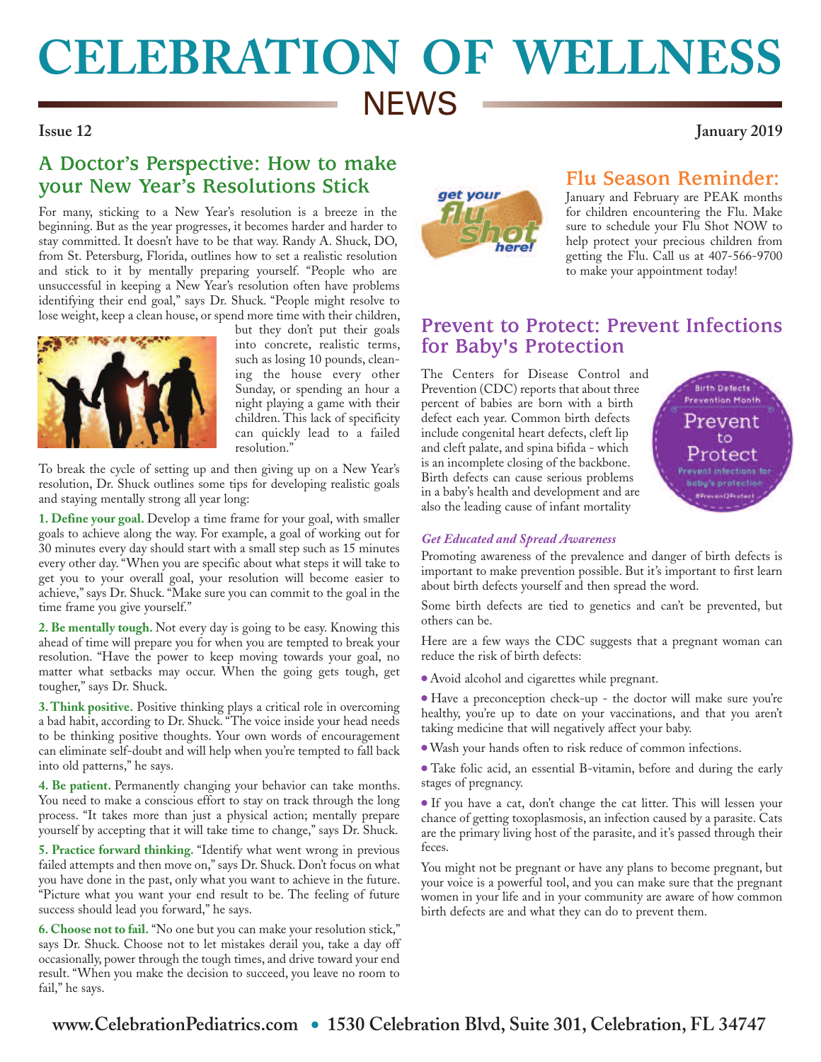# CELEBRATION OF WELLNESS NEWS

**Issue 12** **January 2019**

## A Doctor's Perspective: How to make your New Year's Resolutions Stick

For many, sticking to a New Year's resolution is a breeze in the beginning. But as the year progresses, it becomes harder and harder to stay committed. It doesn't have to be that way. Randy A. Shuck, DO, from St. Petersburg, Florida, outlines how to set a realistic resolution and stick to it by mentally preparing yourself. "People who are unsuccessful in keeping a New Year's resolution often have problems identifying their end goal," says Dr. Shuck. "People might resolve to lose weight, keep a clean house, or spend more time with their children, but they don't put their goals into concrete, realistic terms, such as losing 10 pounds, cleaning the house every other Sunday, or spending an hour a night playing a game with their children. This lack of specificity can quickly lead to a failed resolution."

To break the cycle of setting up and then giving up on a New Year's resolution, Dr. Shuck outlines some tips for developing realistic goals and staying mentally strong all year long:

**1. Define your goal.** Develop a time frame for your goal, with smaller goals to achieve along the way. For example, a goal of working out for 30 minutes every day should start with a small step such as 15 minutes every other day. "When you are specific about what steps it will take to get you to your overall goal, your resolution will become easier to achieve," says Dr. Shuck. "Make sure you can commit to the goal in the time frame you give yourself."

**2. Be mentally tough.** Not every day is going to be easy. Knowing this ahead of time will prepare you for when you are tempted to break your resolution. "Have the power to keep moving towards your goal, no matter what setbacks may occur. When the going gets tough, get tougher," says Dr. Shuck.

**3. Think positive.** Positive thinking plays a critical role in overcoming a bad habit, according to Dr. Shuck. "The voice inside your head needs to be thinking positive thoughts. Your own words of encouragement can eliminate self-doubt and will help when you're tempted to fall back into old patterns," he says.

**4. Be patient.** Permanently changing your behavior can take months. You need to make a conscious effort to stay on track through the long process. "It takes more than just a physical action; mentally prepare yourself by accepting that it will take time to change," says Dr. Shuck.

**5. Practice forward thinking.** "Identify what went wrong in previous failed attempts and then move on," says Dr. Shuck. Don't focus on what you have done in the past, only what you want to achieve in the future. "Picture what you want your end result to be. The feeling of future success should lead you forward," he says.

**6. Choose not to fail.** "No one but you can make your resolution stick," says Dr. Shuck. Choose not to let mistakes derail you, take a day off occasionally, power through the tough times, and drive toward your end result. "When you make the decision to succeed, you leave no room to fail," he says.

## Flu Season Reminder:

January and February are PEAK months for children encountering the Flu. Make sure to schedule your Flu Shot NOW to help protect your precious children from getting the Flu. Call us at 407-566-9700 to make your appointment today!

## Prevent to Protect: Prevent Infections for Baby's Protection

The Centers for Disease Control and Prevention (CDC) reports that about three percent of babies are born with a birth defect each year. Common birth defects include congenital heart defects, cleft lip and cleft palate, and spina bifida - which is an incomplete closing of the backbone. Birth defects can cause serious problems in a baby's health and development and are also the leading cause of infant mortality

### *Get Educated and Spread Awareness*

Promoting awareness of the prevalence and danger of birth defects is important to make prevention possible. But it's important to first learn about birth defects yourself and then spread the word.

Some birth defects are tied to genetics and can't be prevented, but others can be.

Here are a few ways the CDC suggests that a pregnant woman can reduce the risk of birth defects:

- Avoid alcohol and cigarettes while pregnant.
- Have a preconception check-up - the doctor will make sure you're healthy, you're up to date on your vaccinations, and that you aren't taking medicine that will negatively affect your baby.
- Wash your hands often to risk reduce of common infections.
- Take folic acid, an essential B-vitamin, before and during the early stages of pregnancy.
- If you have a cat, don't change the cat litter. This will lessen your chance of getting toxoplasmosis, an infection caused by a parasite. Cats are the primary living host of the parasite, and it's passed through their feces.

You might not be pregnant or have any plans to become pregnant, but your voice is a powerful tool, and you can make sure that the pregnant women in your life and in your community are aware of how common birth defects are and what they can do to prevent them.

**www.CelebrationPediatrics.com • 1530 Celebration Blvd, Suite 301, Celebration, FL 34747**